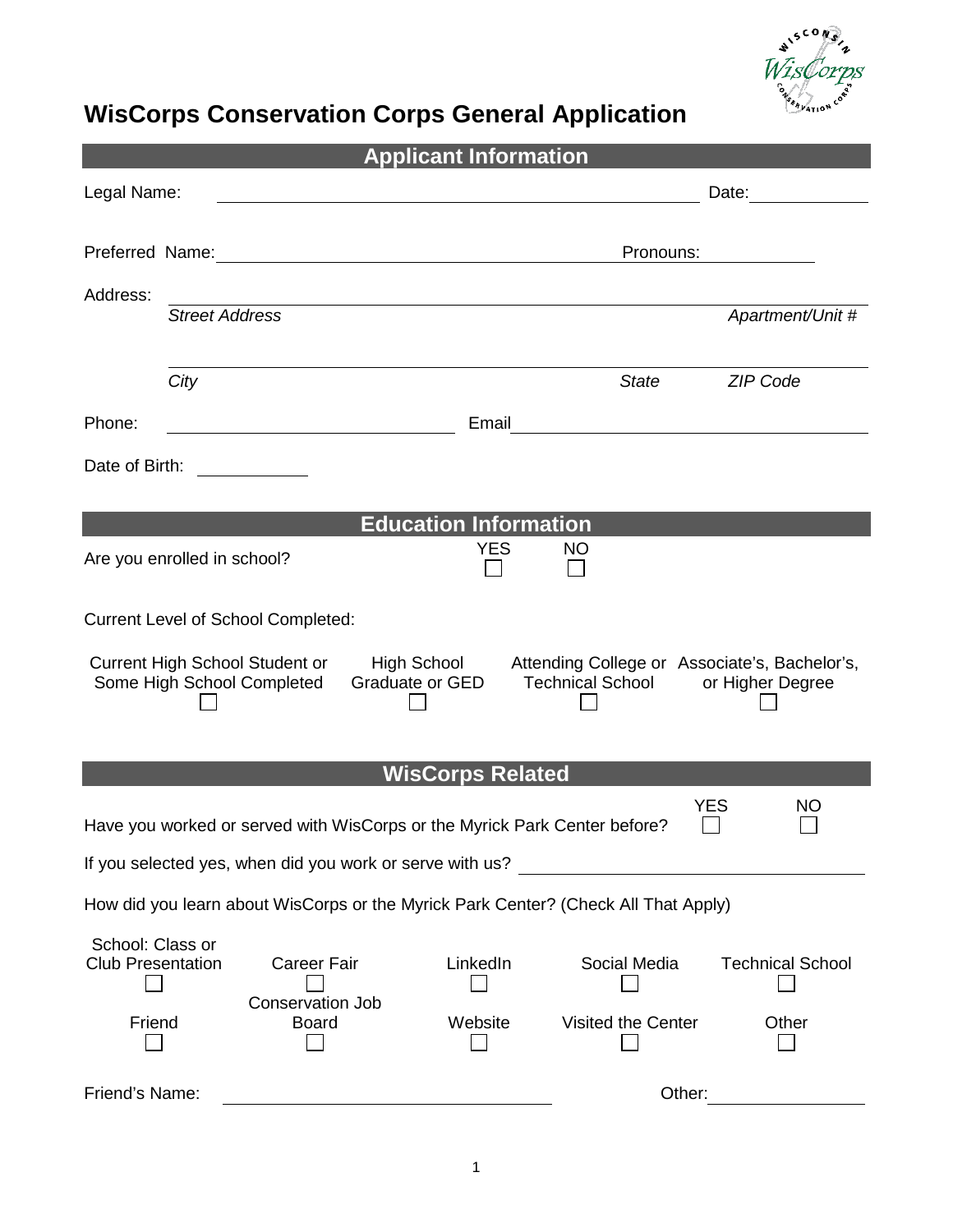# WisCorps Conservation Corps General Application

## Applicant Information

Legal Name: ______________________________ Date: __________

Preferred Name: ______________________________ Pronouns: __________

Address: ______________________________________________

*Street Address* *Apartment/Unit #*

______________________________________________

*City* *State* *ZIP Code*

Phone: ____________________ Email ____________________

Date of Birth: __________

## Education Information

Are you enrolled in school? YES ☐ NO ☐

Current Level of School Completed:

| Current High School Student or Some High School Completed | High School Graduate or GED | Attending College or Technical School | Associate's, Bachelor's, or Higher Degree |
|---|---|---|---|
| ☐ | ☐ | ☐ | ☐ |

## WisCorps Related

Have you worked or served with WisCorps or the Myrick Park Center before? YES ☐ NO ☐

If you selected yes, when did you work or serve with us? ____________________

How did you learn about WisCorps or the Myrick Park Center? (Check All That Apply)

| School: Class or Club Presentation | Career Fair | LinkedIn | Social Media | Technical School |
|---|---|---|---|---|
| ☐ | ☐ | ☐ | ☐ | ☐ |
| **Friend** | **Conservation Job Board** | **Website** | **Visited the Center** | **Other** |
| ☐ | ☐ | ☐ | ☐ | ☐ |

Friend's Name: ____________________ Other: __________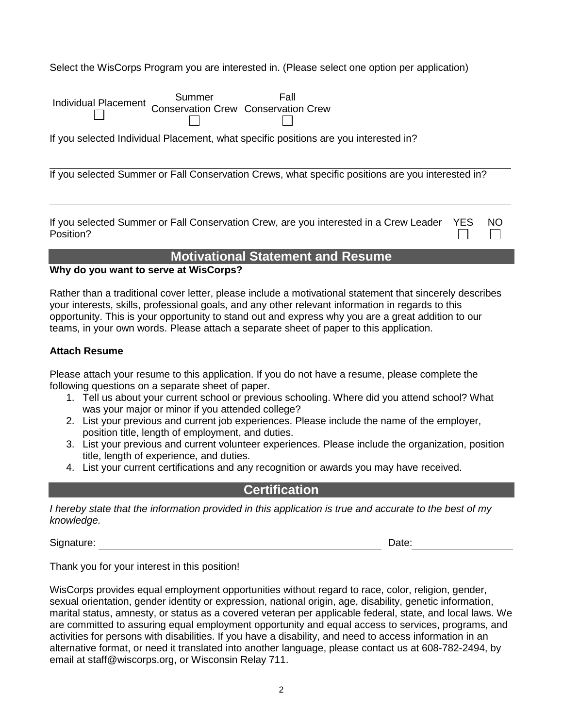Select the WisCorps Program you are interested in. (Please select one option per application)

| Individual Placement | Summer Conservation Crew | Fall Conservation Crew |
| --- | --- | --- |
| ☐ | ☐ | ☐ |

If you selected Individual Placement, what specific positions are you interested in?

\_\_\_\_\_\_\_\_\_\_\_\_\_\_\_\_\_\_\_\_\_\_\_\_\_\_\_\_\_\_\_\_\_\_\_\_\_\_\_\_\_\_\_\_\_\_\_\_

If you selected Summer or Fall Conservation Crews, what specific positions are you interested in?

\_\_\_\_\_\_\_\_\_\_\_\_\_\_\_\_\_\_\_\_\_\_\_\_\_\_\_\_\_\_\_\_\_\_\_\_\_\_\_\_\_\_\_\_\_\_\_\_

If you selected Summer or Fall Conservation Crew, are you interested in a Crew Leader Position? YES ☐ NO ☐

## Motivational Statement and Resume

**Why do you want to serve at WisCorps?**

Rather than a traditional cover letter, please include a motivational statement that sincerely describes your interests, skills, professional goals, and any other relevant information in regards to this opportunity. This is your opportunity to stand out and express why you are a great addition to our teams, in your own words. Please attach a separate sheet of paper to this application.

**Attach Resume**

Please attach your resume to this application. If you do not have a resume, please complete the following questions on a separate sheet of paper.

1. Tell us about your current school or previous schooling. Where did you attend school? What was your major or minor if you attended college?
2. List your previous and current job experiences. Please include the name of the employer, position title, length of employment, and duties.
3. List your previous and current volunteer experiences. Please include the organization, position title, length of experience, and duties.
4. List your current certifications and any recognition or awards you may have received.

## Certification

*I hereby state that the information provided in this application is true and accurate to the best of my knowledge.*

Signature: \_\_\_\_\_\_\_\_\_\_\_\_\_\_\_\_\_\_\_\_\_\_\_\_\_\_\_\_\_\_\_\_\_\_\_\_ Date: \_\_\_\_\_\_\_\_\_\_\_\_\_\_\_\_

Thank you for your interest in this position!

WisCorps provides equal employment opportunities without regard to race, color, religion, gender, sexual orientation, gender identity or expression, national origin, age, disability, genetic information, marital status, amnesty, or status as a covered veteran per applicable federal, state, and local laws. We are committed to assuring equal employment opportunity and equal access to services, programs, and activities for persons with disabilities. If you have a disability, and need to access information in an alternative format, or need it translated into another language, please contact us at 608-782-2494, by email at staff@wiscorps.org, or Wisconsin Relay 711.